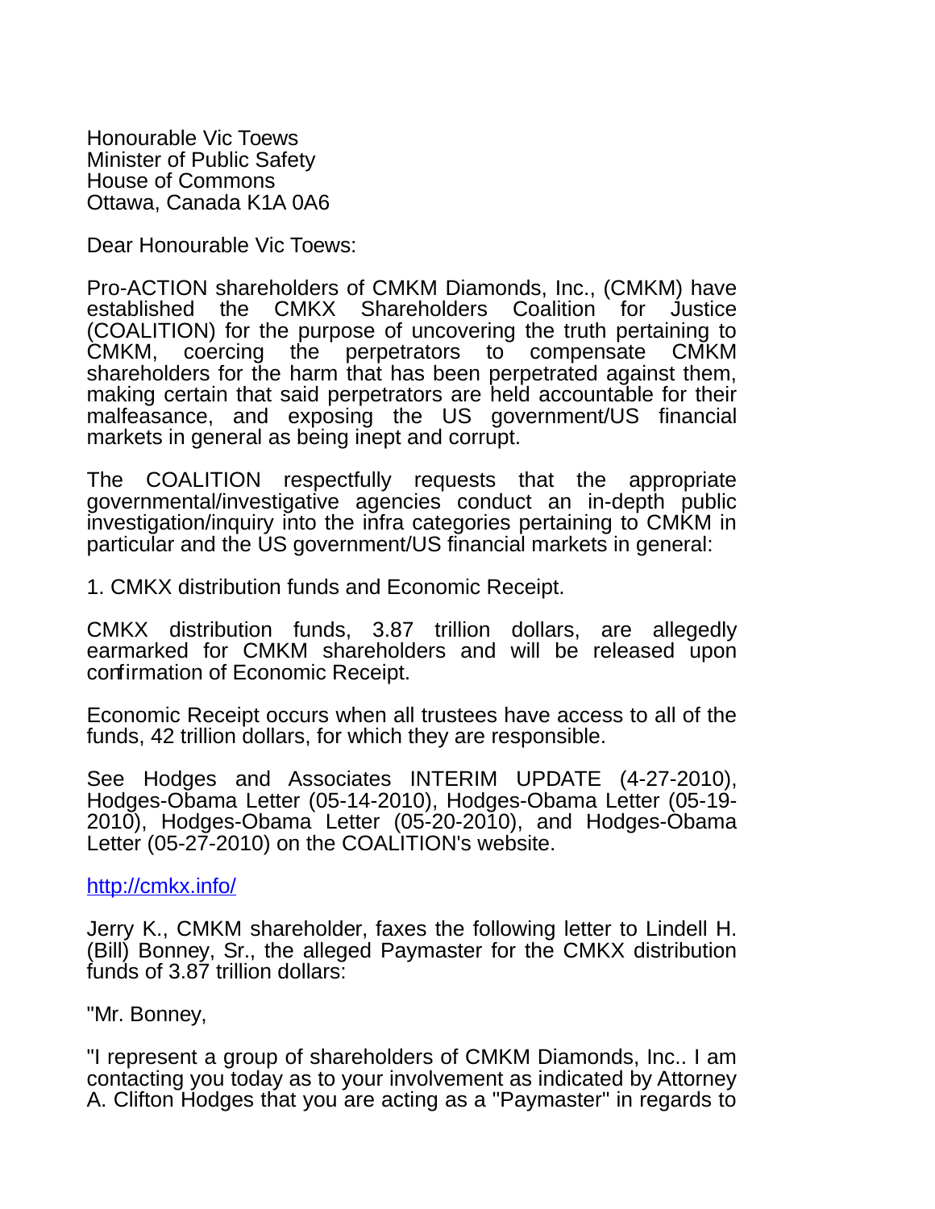Honourable Vic Toews
Minister of Public Safety
House of Commons
Ottawa, Canada K1A 0A6

Dear Honourable Vic Toews:

Pro-ACTION shareholders of CMKM Diamonds, Inc., (CMKM) have established the CMKX Shareholders Coalition for Justice (COALITION) for the purpose of uncovering the truth pertaining to CMKM, coercing the perpetrators to compensate CMKM shareholders for the harm that has been perpetrated against them, making certain that said perpetrators are held accountable for their malfeasance, and exposing the US government/US financial markets in general as being inept and corrupt.

The COALITION respectfully requests that the appropriate governmental/investigative agencies conduct an in-depth public investigation/inquiry into the infra categories pertaining to CMKM in particular and the US government/US financial markets in general:

1. CMKX distribution funds and Economic Receipt.

CMKX distribution funds, 3.87 trillion dollars, are allegedly earmarked for CMKM shareholders and will be released upon confirmation of Economic Receipt.

Economic Receipt occurs when all trustees have access to all of the funds, 42 trillion dollars, for which they are responsible.

See Hodges and Associates INTERIM UPDATE (4-27-2010), Hodges-Obama Letter (05-14-2010), Hodges-Obama Letter (05-19-2010), Hodges-Obama Letter (05-20-2010), and Hodges-Obama Letter (05-27-2010) on the COALITION's website.

http://cmkx.info/

Jerry K., CMKM shareholder, faxes the following letter to Lindell H. (Bill) Bonney, Sr., the alleged Paymaster for the CMKX distribution funds of 3.87 trillion dollars:

"Mr. Bonney,

"I represent a group of shareholders of CMKM Diamonds, Inc.. I am contacting you today as to your involvement as indicated by Attorney A. Clifton Hodges that you are acting as a "Paymaster" in regards to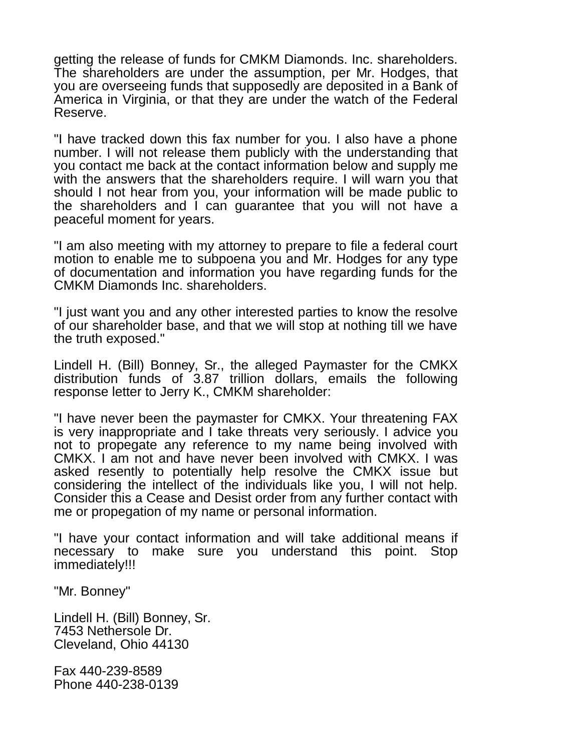getting the release of funds for CMKM Diamonds. Inc. shareholders. The shareholders are under the assumption, per Mr. Hodges, that you are overseeing funds that supposedly are deposited in a Bank of America in Virginia, or that they are under the watch of the Federal Reserve.

"I have tracked down this fax number for you. I also have a phone number. I will not release them publicly with the understanding that you contact me back at the contact information below and supply me with the answers that the shareholders require. I will warn you that should I not hear from you, your information will be made public to the shareholders and I can guarantee that you will not have a peaceful moment for years.

"I am also meeting with my attorney to prepare to file a federal court motion to enable me to subpoena you and Mr. Hodges for any type of documentation and information you have regarding funds for the CMKM Diamonds Inc. shareholders.

"I just want you and any other interested parties to know the resolve of our shareholder base, and that we will stop at nothing till we have the truth exposed."

Lindell H. (Bill) Bonney, Sr., the alleged Paymaster for the CMKX distribution funds of 3.87 trillion dollars, emails the following response letter to Jerry K., CMKM shareholder:

"I have never been the paymaster for CMKX. Your threatening FAX is very inappropriate and I take threats very seriously. I advice you not to propegate any reference to my name being involved with CMKX. I am not and have never been involved with CMKX. I was asked resently to potentially help resolve the CMKX issue but considering the intellect of the individuals like you, I will not help. Consider this a Cease and Desist order from any further contact with me or propegation of my name or personal information.

"I have your contact information and will take additional means if necessary to make sure you understand this point. Stop immediately!!!

"Mr. Bonney"

Lindell H. (Bill) Bonney, Sr.
7453 Nethersole Dr.
Cleveland, Ohio 44130

Fax 440-239-8589
Phone 440-238-0139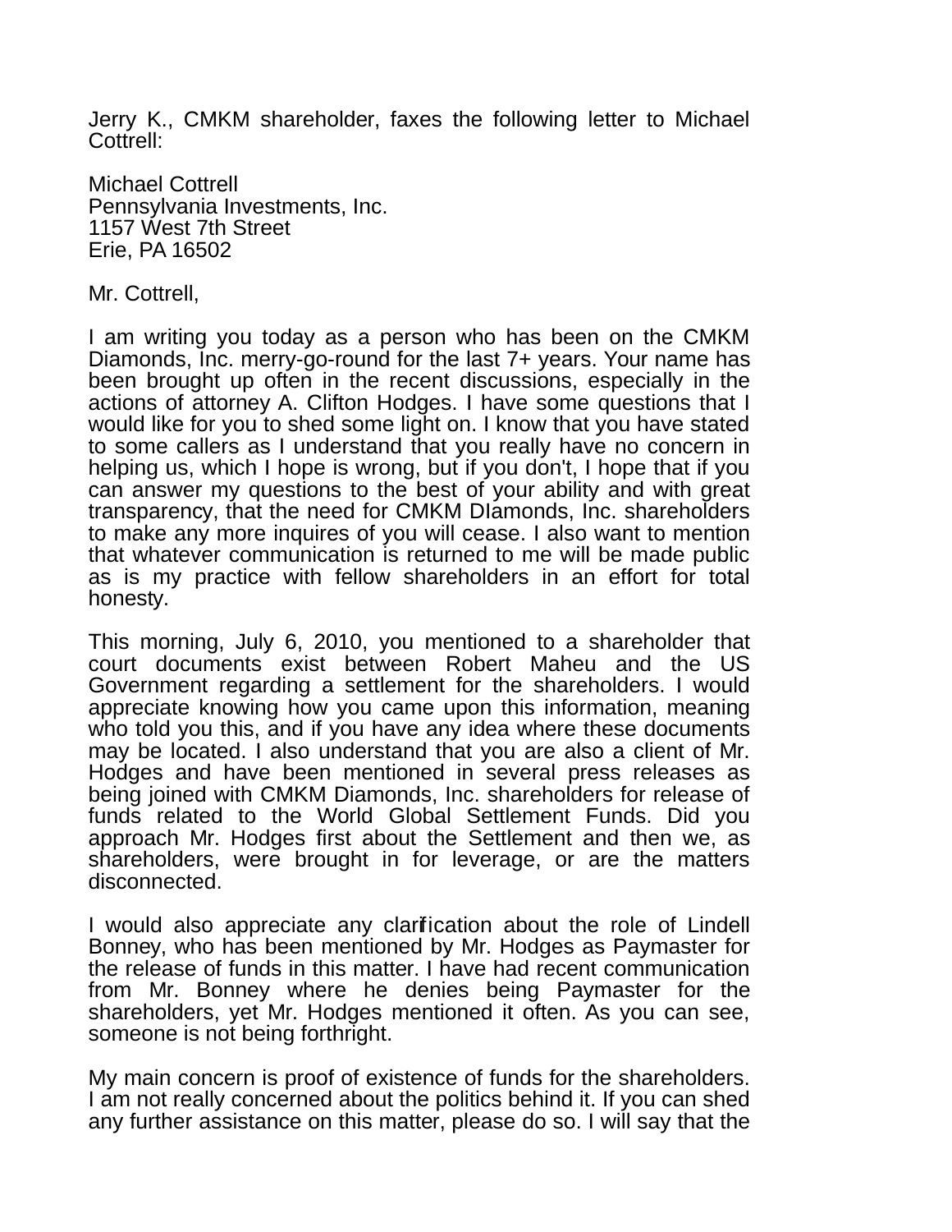Jerry K., CMKM shareholder, faxes the following letter to Michael Cottrell:

Michael Cottrell
Pennsylvania Investments, Inc.
1157 West 7th Street
Erie, PA 16502

Mr. Cottrell,

I am writing you today as a person who has been on the CMKM Diamonds, Inc. merry-go-round for the last 7+ years. Your name has been brought up often in the recent discussions, especially in the actions of attorney A. Clifton Hodges. I have some questions that I would like for you to shed some light on. I know that you have stated to some callers as I understand that you really have no concern in helping us, which I hope is wrong, but if you don't, I hope that if you can answer my questions to the best of your ability and with great transparency, that the need for CMKM DIamonds, Inc. shareholders to make any more inquires of you will cease. I also want to mention that whatever communication is returned to me will be made public as is my practice with fellow shareholders in an effort for total honesty.

This morning, July 6, 2010, you mentioned to a shareholder that court documents exist between Robert Maheu and the US Government regarding a settlement for the shareholders. I would appreciate knowing how you came upon this information, meaning who told you this, and if you have any idea where these documents may be located. I also understand that you are also a client of Mr. Hodges and have been mentioned in several press releases as being joined with CMKM Diamonds, Inc. shareholders for release of funds related to the World Global Settlement Funds. Did you approach Mr. Hodges first about the Settlement and then we, as shareholders, were brought in for leverage, or are the matters disconnected.

I would also appreciate any clarification about the role of Lindell Bonney, who has been mentioned by Mr. Hodges as Paymaster for the release of funds in this matter. I have had recent communication from Mr. Bonney where he denies being Paymaster for the shareholders, yet Mr. Hodges mentioned it often. As you can see, someone is not being forthright.

My main concern is proof of existence of funds for the shareholders. I am not really concerned about the politics behind it. If you can shed any further assistance on this matter, please do so. I will say that the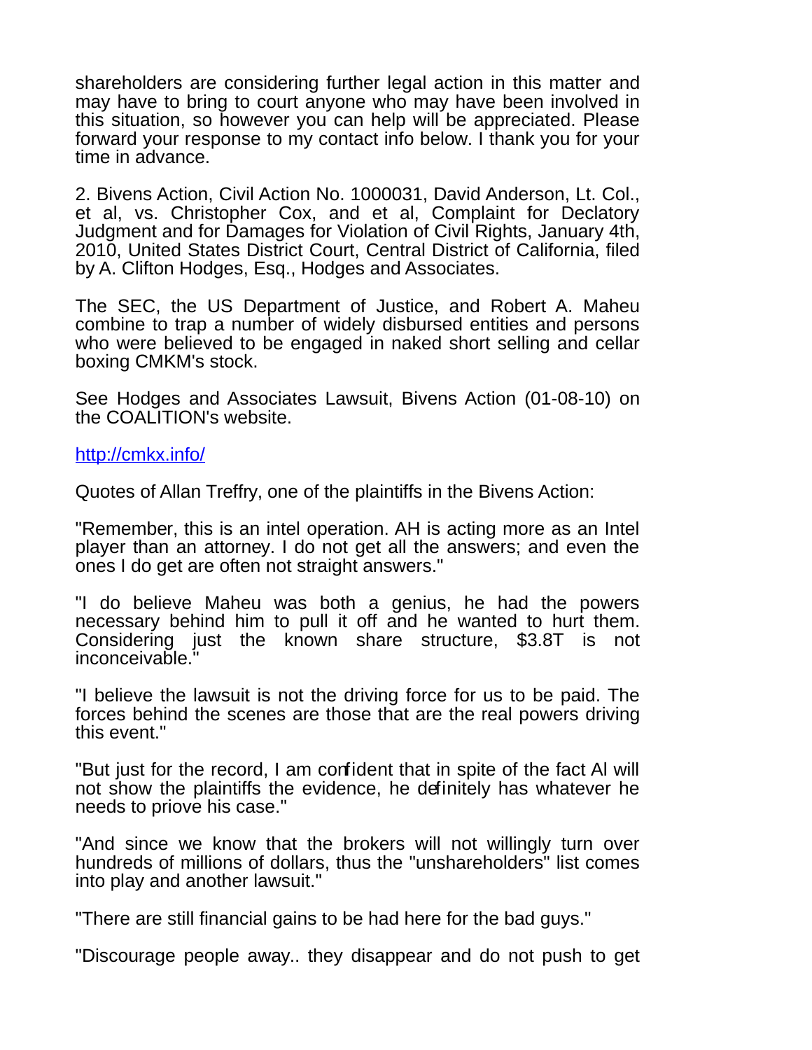shareholders are considering further legal action in this matter and may have to bring to court anyone who may have been involved in this situation, so however you can help will be appreciated. Please forward your response to my contact info below. I thank you for your time in advance.

2. Bivens Action, Civil Action No. 1000031, David Anderson, Lt. Col., et al, vs. Christopher Cox, and et al, Complaint for Declatory Judgment and for Damages for Violation of Civil Rights, January 4th, 2010, United States District Court, Central District of California, filed by A. Clifton Hodges, Esq., Hodges and Associates.

The SEC, the US Department of Justice, and Robert A. Maheu combine to trap a number of widely disbursed entities and persons who were believed to be engaged in naked short selling and cellar boxing CMKM's stock.

See Hodges and Associates Lawsuit, Bivens Action (01-08-10) on the COALITION's website.

http://cmkx.info/

Quotes of Allan Treffry, one of the plaintiffs in the Bivens Action:

"Remember, this is an intel operation. AH is acting more as an Intel player than an attorney. I do not get all the answers; and even the ones I do get are often not straight answers."

"I do believe Maheu was both a genius, he had the powers necessary behind him to pull it off and he wanted to hurt them. Considering just the known share structure, $3.8T is not inconceivable."

"I believe the lawsuit is not the driving force for us to be paid. The forces behind the scenes are those that are the real powers driving this event."

"But just for the record, I am confident that in spite of the fact Al will not show the plaintiffs the evidence, he definitely has whatever he needs to priove his case."

"And since we know that the brokers will not willingly turn over hundreds of millions of dollars, thus the "unshareholders" list comes into play and another lawsuit."

"There are still financial gains to be had here for the bad guys."

"Discourage people away.. they disappear and do not push to get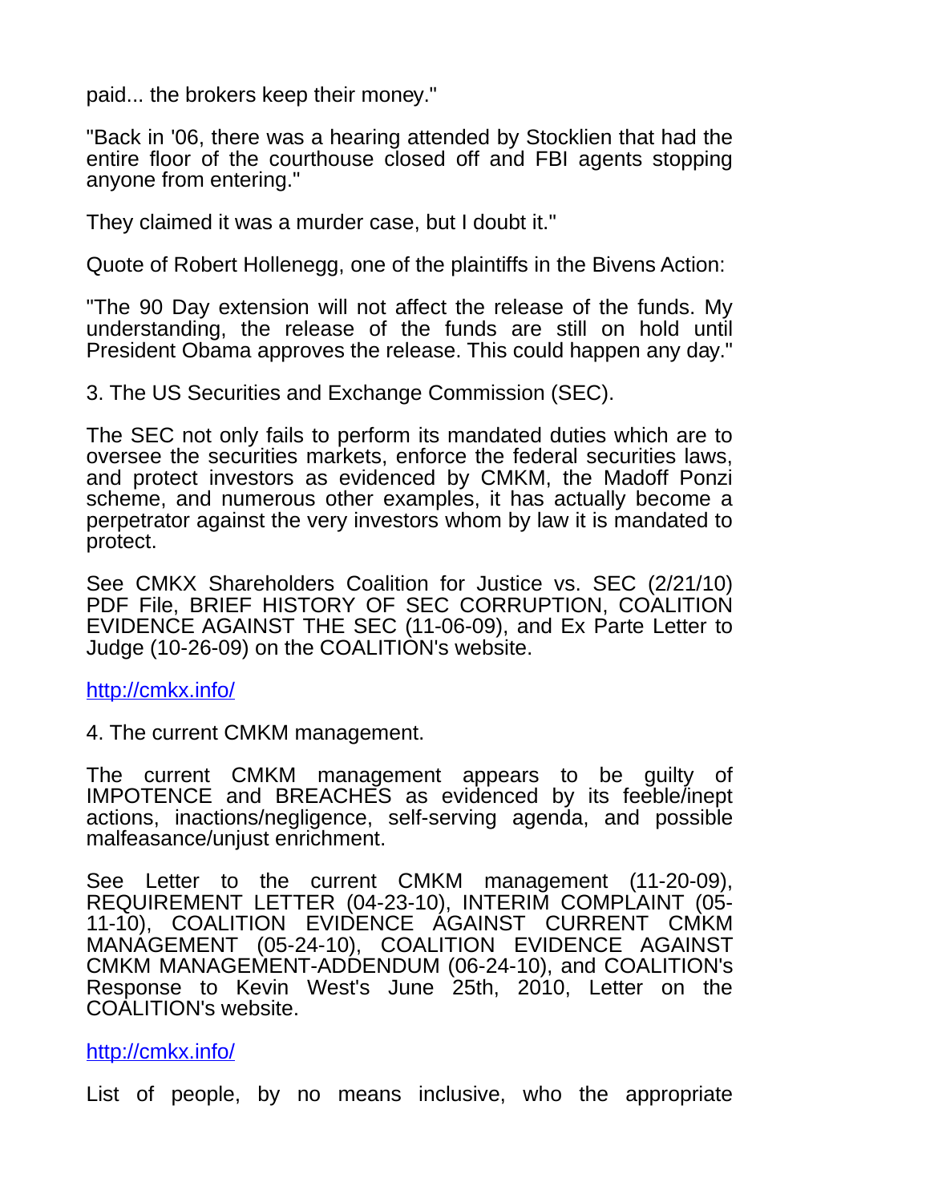paid... the brokers keep their money."

"Back in '06, there was a hearing attended by Stocklien that had the entire floor of the courthouse closed off and FBI agents stopping anyone from entering."

They claimed it was a murder case, but I doubt it."

Quote of Robert Hollenegg, one of the plaintiffs in the Bivens Action:

"The 90 Day extension will not affect the release of the funds. My understanding, the release of the funds are still on hold until President Obama approves the release. This could happen any day."

3. The US Securities and Exchange Commission (SEC).

The SEC not only fails to perform its mandated duties which are to oversee the securities markets, enforce the federal securities laws, and protect investors as evidenced by CMKM, the Madoff Ponzi scheme, and numerous other examples, it has actually become a perpetrator against the very investors whom by law it is mandated to protect.

See CMKX Shareholders Coalition for Justice vs. SEC (2/21/10) PDF File, BRIEF HISTORY OF SEC CORRUPTION, COALITION EVIDENCE AGAINST THE SEC (11-06-09), and Ex Parte Letter to Judge (10-26-09) on the COALITION's website.

http://cmkx.info/

4. The current CMKM management.

The current CMKM management appears to be guilty of IMPOTENCE and BREACHES as evidenced by its feeble/inept actions, inactions/negligence, self-serving agenda, and possible malfeasance/unjust enrichment.

See Letter to the current CMKM management (11-20-09), REQUIREMENT LETTER (04-23-10), INTERIM COMPLAINT (05-11-10), COALITION EVIDENCE AGAINST CURRENT CMKM MANAGEMENT (05-24-10), COALITION EVIDENCE AGAINST CMKM MANAGEMENT-ADDENDUM (06-24-10), and COALITION's Response to Kevin West's June 25th, 2010, Letter on the COALITION's website.

http://cmkx.info/

List of people, by no means inclusive, who the appropriate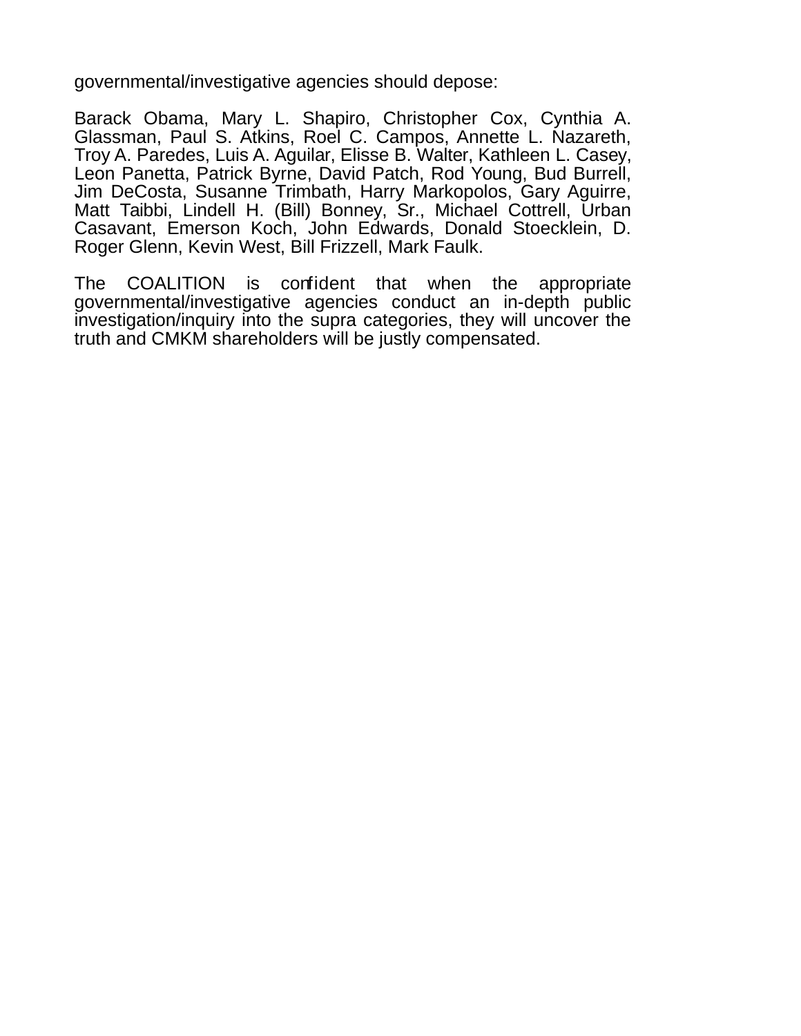governmental/investigative agencies should depose:

Barack Obama, Mary L. Shapiro, Christopher Cox, Cynthia A. Glassman, Paul S. Atkins, Roel C. Campos, Annette L. Nazareth, Troy A. Paredes, Luis A. Aguilar, Elisse B. Walter, Kathleen L. Casey, Leon Panetta, Patrick Byrne, David Patch, Rod Young, Bud Burrell, Jim DeCosta, Susanne Trimbath, Harry Markopolos, Gary Aguirre, Matt Taibbi, Lindell H. (Bill) Bonney, Sr., Michael Cottrell, Urban Casavant, Emerson Koch, John Edwards, Donald Stoecklein, D. Roger Glenn, Kevin West, Bill Frizzell, Mark Faulk.

The COALITION is confident that when the appropriate governmental/investigative agencies conduct an in-depth public investigation/inquiry into the supra categories, they will uncover the truth and CMKM shareholders will be justly compensated.